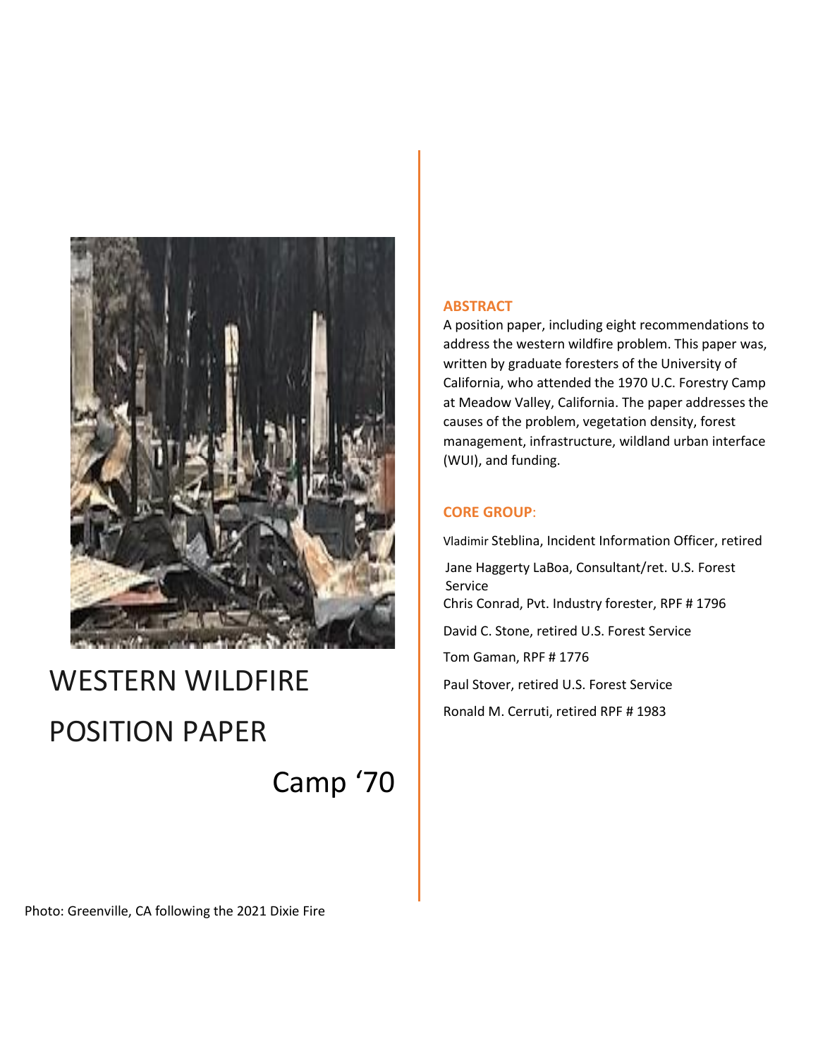# WESTERN WILDFIRE POSITION PAPER

Camp '70

Photo: Greenville, CA following the 2021 Dixie Fire

## ABSTRACT

A position paper, including eight recommendations to address the western wildfire problem. This paper was, written by graduate foresters of the University of California, who attended the 1970 U.C. Forestry Camp at Meadow Valley, California. The paper addresses the causes of the problem, vegetation density, forest management, infrastructure, wildland urban interface (WUI), and funding.

## CORE GROUP:

Vladimir Steblina, Incident Information Officer, retired

Jane Haggerty LaBoa, Consultant/ret. U.S. Forest Service

Chris Conrad, Pvt. Industry forester, RPF # 1796

David C. Stone, retired U.S. Forest Service

Tom Gaman, RPF # 1776

Paul Stover, retired U.S. Forest Service

Ronald M. Cerruti, retired RPF # 1983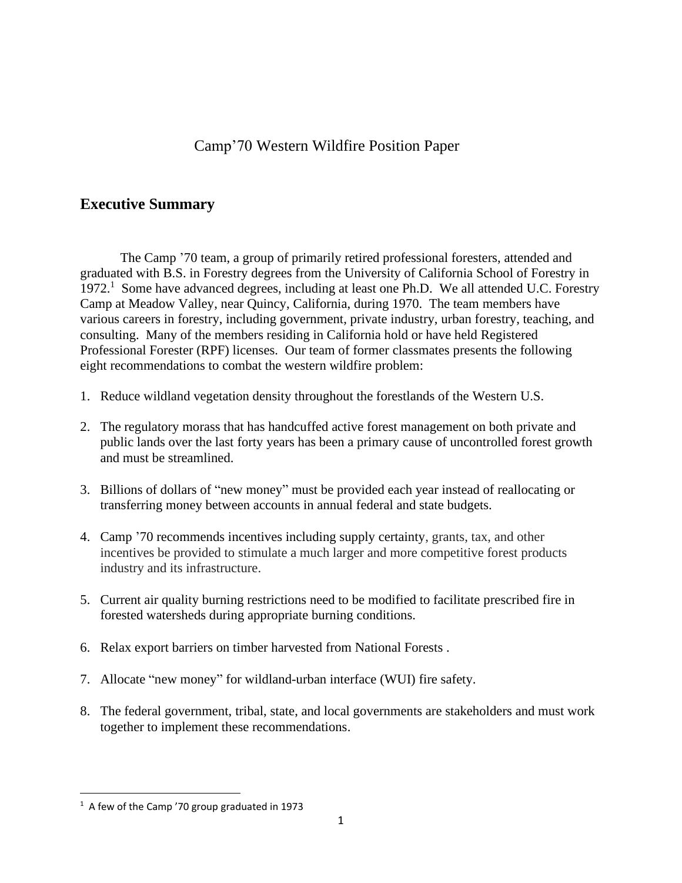# Camp'70 Western Wildfire Position Paper

## Executive Summary

The Camp '70 team, a group of primarily retired professional foresters, attended and graduated with B.S. in Forestry degrees from the University of California School of Forestry in 1972.[1] Some have advanced degrees, including at least one Ph.D. We all attended U.C. Forestry Camp at Meadow Valley, near Quincy, California, during 1970. The team members have various careers in forestry, including government, private industry, urban forestry, teaching, and consulting. Many of the members residing in California hold or have held Registered Professional Forester (RPF) licenses. Our team of former classmates presents the following eight recommendations to combat the western wildfire problem:

1. Reduce wildland vegetation density throughout the forestlands of the Western U.S.
2. The regulatory morass that has handcuffed active forest management on both private and public lands over the last forty years has been a primary cause of uncontrolled forest growth and must be streamlined.
3. Billions of dollars of "new money" must be provided each year instead of reallocating or transferring money between accounts in annual federal and state budgets.
4. Camp '70 recommends incentives including supply certainty, grants, tax, and other incentives be provided to stimulate a much larger and more competitive forest products industry and its infrastructure.
5. Current air quality burning restrictions need to be modified to facilitate prescribed fire in forested watersheds during appropriate burning conditions.
6. Relax export barriers on timber harvested from National Forests .
7. Allocate "new money" for wildland-urban interface (WUI) fire safety.
8. The federal government, tribal, state, and local governments are stakeholders and must work together to implement these recommendations.

---

[1] A few of the Camp '70 group graduated in 1973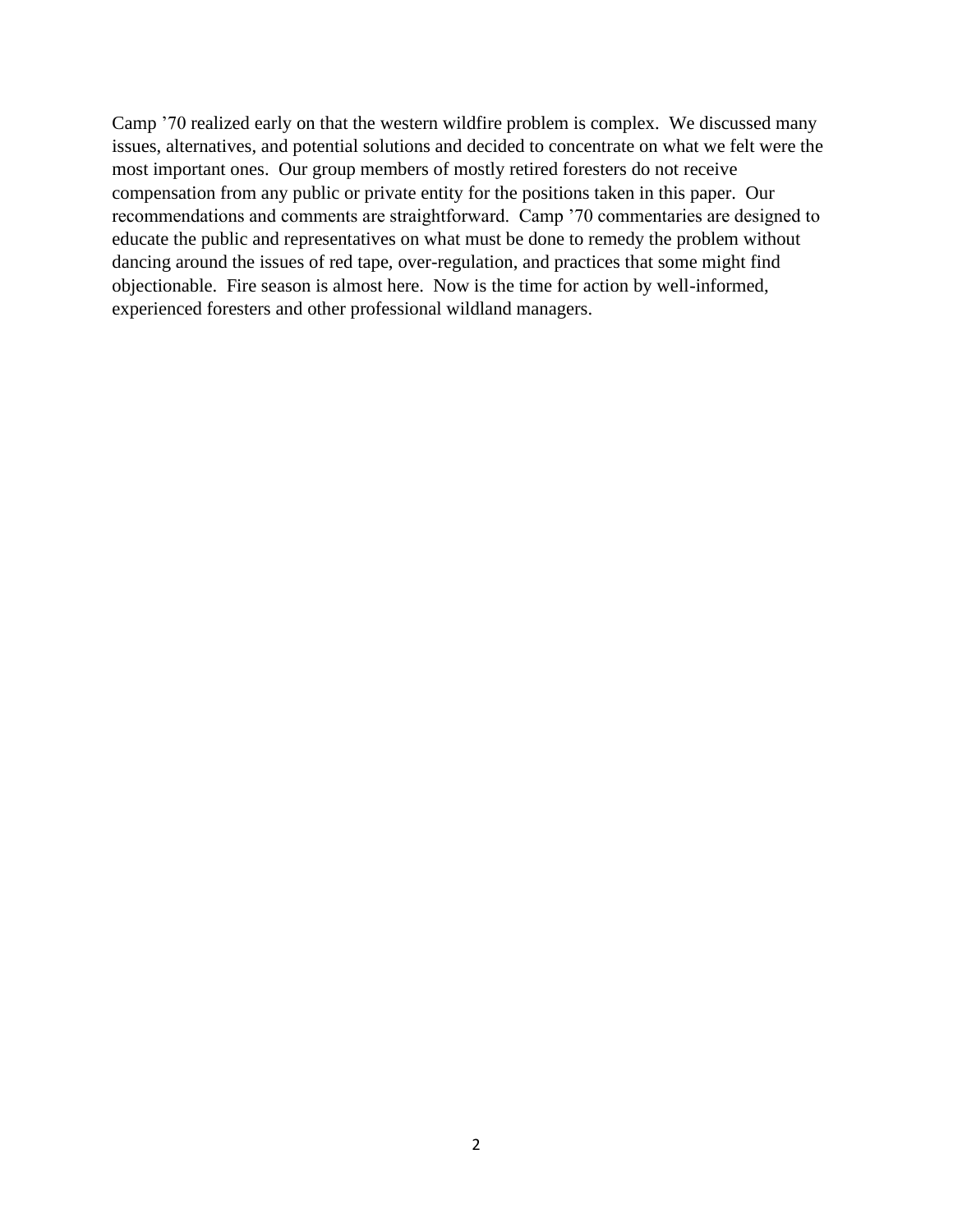Camp '70 realized early on that the western wildfire problem is complex. We discussed many issues, alternatives, and potential solutions and decided to concentrate on what we felt were the most important ones. Our group members of mostly retired foresters do not receive compensation from any public or private entity for the positions taken in this paper. Our recommendations and comments are straightforward. Camp '70 commentaries are designed to educate the public and representatives on what must be done to remedy the problem without dancing around the issues of red tape, over-regulation, and practices that some might find objectionable. Fire season is almost here. Now is the time for action by well-informed, experienced foresters and other professional wildland managers.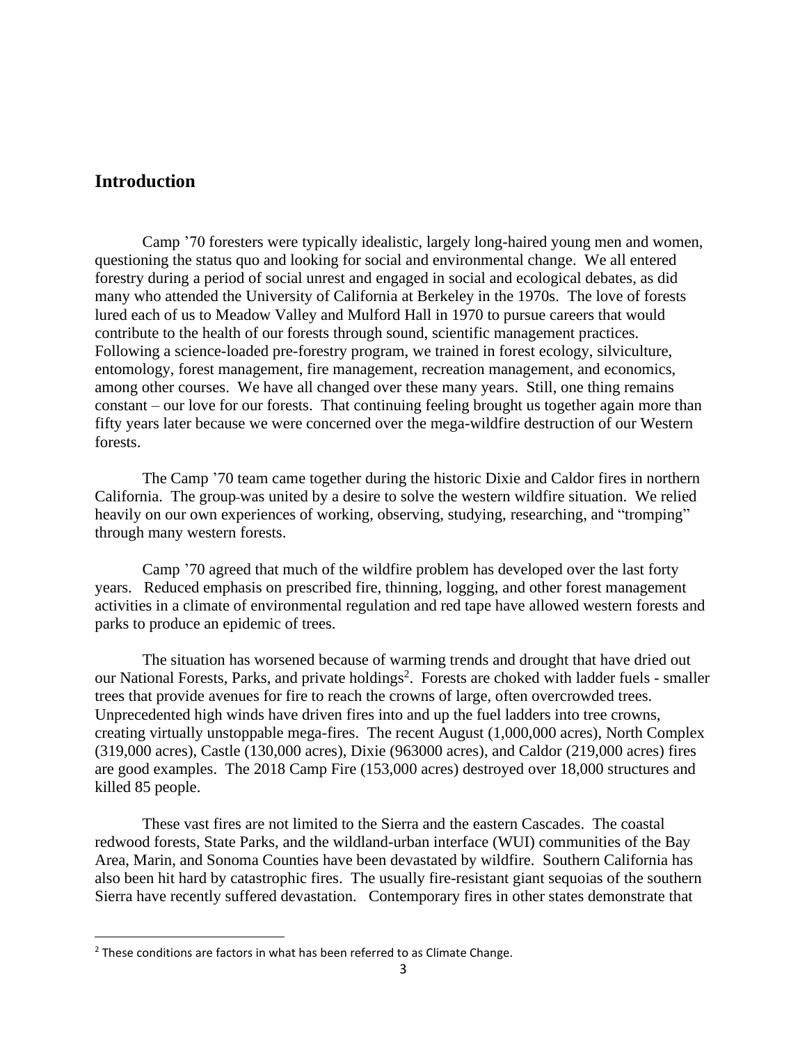## Introduction

Camp '70 foresters were typically idealistic, largely long-haired young men and women, questioning the status quo and looking for social and environmental change. We all entered forestry during a period of social unrest and engaged in social and ecological debates, as did many who attended the University of California at Berkeley in the 1970s. The love of forests lured each of us to Meadow Valley and Mulford Hall in 1970 to pursue careers that would contribute to the health of our forests through sound, scientific management practices. Following a science-loaded pre-forestry program, we trained in forest ecology, silviculture, entomology, forest management, fire management, recreation management, and economics, among other courses. We have all changed over these many years. Still, one thing remains constant – our love for our forests. That continuing feeling brought us together again more than fifty years later because we were concerned over the mega-wildfire destruction of our Western forests.

The Camp '70 team came together during the historic Dixie and Caldor fires in northern California. The group was united by a desire to solve the western wildfire situation. We relied heavily on our own experiences of working, observing, studying, researching, and "tromping" through many western forests.

Camp '70 agreed that much of the wildfire problem has developed over the last forty years. Reduced emphasis on prescribed fire, thinning, logging, and other forest management activities in a climate of environmental regulation and red tape have allowed western forests and parks to produce an epidemic of trees.

The situation has worsened because of warming trends and drought that have dried out our National Forests, Parks, and private holdings[2]. Forests are choked with ladder fuels - smaller trees that provide avenues for fire to reach the crowns of large, often overcrowded trees. Unprecedented high winds have driven fires into and up the fuel ladders into tree crowns, creating virtually unstoppable mega-fires. The recent August (1,000,000 acres), North Complex (319,000 acres), Castle (130,000 acres), Dixie (963000 acres), and Caldor (219,000 acres) fires are good examples. The 2018 Camp Fire (153,000 acres) destroyed over 18,000 structures and killed 85 people.

These vast fires are not limited to the Sierra and the eastern Cascades. The coastal redwood forests, State Parks, and the wildland-urban interface (WUI) communities of the Bay Area, Marin, and Sonoma Counties have been devastated by wildfire. Southern California has also been hit hard by catastrophic fires. The usually fire-resistant giant sequoias of the southern Sierra have recently suffered devastation. Contemporary fires in other states demonstrate that

[2] These conditions are factors in what has been referred to as Climate Change.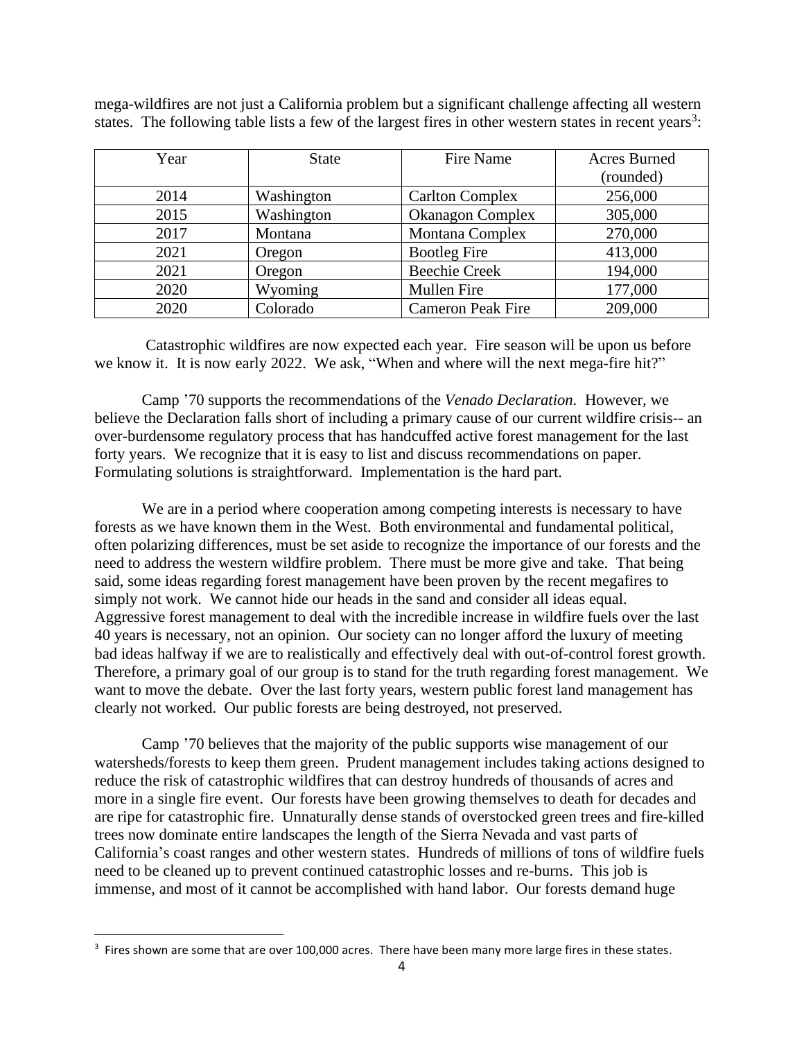mega-wildfires are not just a California problem but a significant challenge affecting all western states. The following table lists a few of the largest fires in other western states in recent years[3]:

| Year | State | Fire Name | Acres Burned (rounded) |
|---|---|---|---|
| 2014 | Washington | Carlton Complex | 256,000 |
| 2015 | Washington | Okanagon Complex | 305,000 |
| 2017 | Montana | Montana Complex | 270,000 |
| 2021 | Oregon | Bootleg Fire | 413,000 |
| 2021 | Oregon | Beechie Creek | 194,000 |
| 2020 | Wyoming | Mullen Fire | 177,000 |
| 2020 | Colorado | Cameron Peak Fire | 209,000 |

Catastrophic wildfires are now expected each year. Fire season will be upon us before we know it. It is now early 2022. We ask, "When and where will the next mega-fire hit?"

Camp '70 supports the recommendations of the *Venado Declaration.* However, we believe the Declaration falls short of including a primary cause of our current wildfire crisis-- an over-burdensome regulatory process that has handcuffed active forest management for the last forty years. We recognize that it is easy to list and discuss recommendations on paper. Formulating solutions is straightforward. Implementation is the hard part.

We are in a period where cooperation among competing interests is necessary to have forests as we have known them in the West. Both environmental and fundamental political, often polarizing differences, must be set aside to recognize the importance of our forests and the need to address the western wildfire problem. There must be more give and take. That being said, some ideas regarding forest management have been proven by the recent megafires to simply not work. We cannot hide our heads in the sand and consider all ideas equal. Aggressive forest management to deal with the incredible increase in wildfire fuels over the last 40 years is necessary, not an opinion. Our society can no longer afford the luxury of meeting bad ideas halfway if we are to realistically and effectively deal with out-of-control forest growth. Therefore, a primary goal of our group is to stand for the truth regarding forest management. We want to move the debate. Over the last forty years, western public forest land management has clearly not worked. Our public forests are being destroyed, not preserved.

Camp '70 believes that the majority of the public supports wise management of our watersheds/forests to keep them green. Prudent management includes taking actions designed to reduce the risk of catastrophic wildfires that can destroy hundreds of thousands of acres and more in a single fire event. Our forests have been growing themselves to death for decades and are ripe for catastrophic fire. Unnaturally dense stands of overstocked green trees and fire-killed trees now dominate entire landscapes the length of the Sierra Nevada and vast parts of California's coast ranges and other western states. Hundreds of millions of tons of wildfire fuels need to be cleaned up to prevent continued catastrophic losses and re-burns. This job is immense, and most of it cannot be accomplished with hand labor. Our forests demand huge

[3] Fires shown are some that are over 100,000 acres. There have been many more large fires in these states.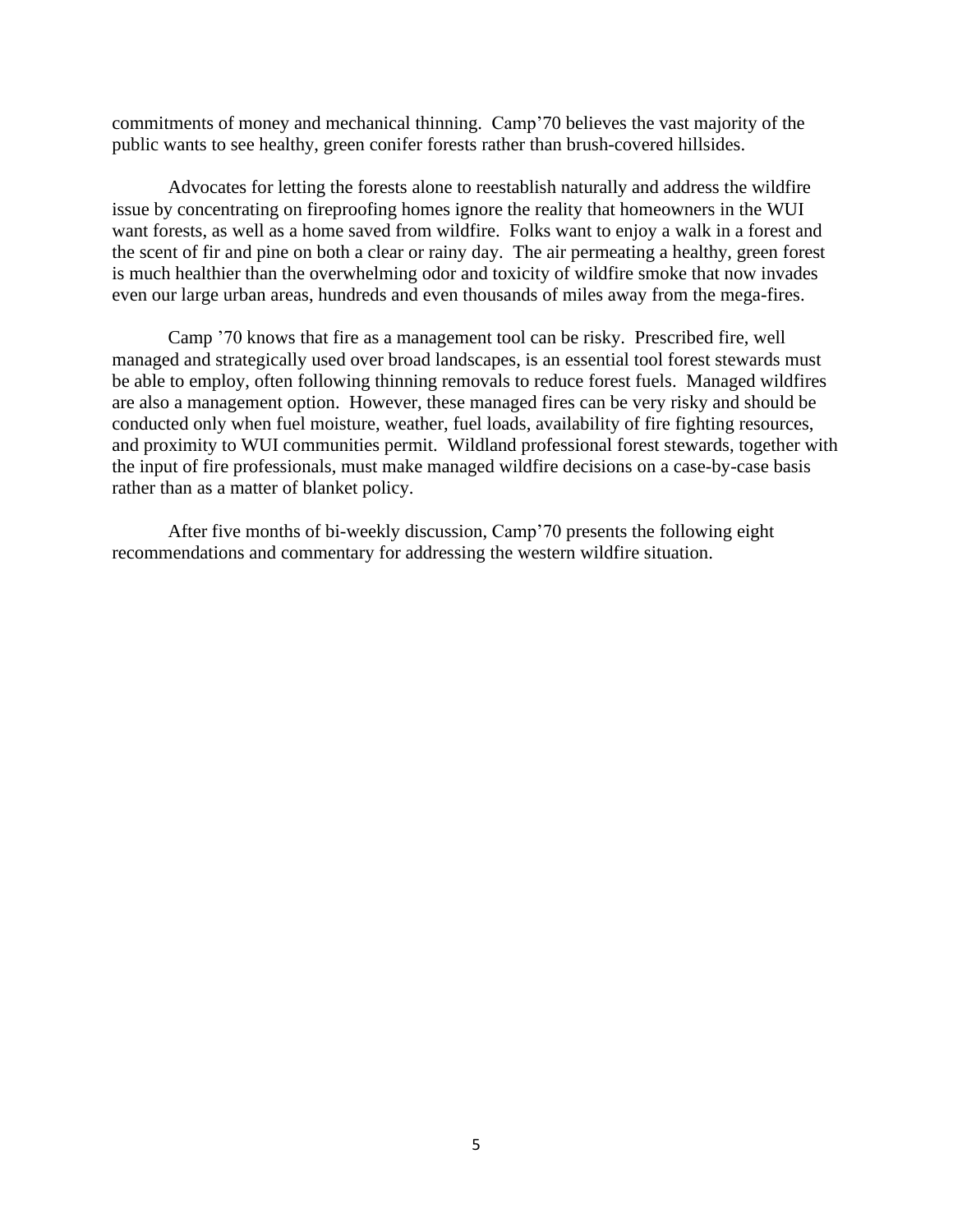commitments of money and mechanical thinning. Camp'70 believes the vast majority of the public wants to see healthy, green conifer forests rather than brush-covered hillsides.

Advocates for letting the forests alone to reestablish naturally and address the wildfire issue by concentrating on fireproofing homes ignore the reality that homeowners in the WUI want forests, as well as a home saved from wildfire. Folks want to enjoy a walk in a forest and the scent of fir and pine on both a clear or rainy day. The air permeating a healthy, green forest is much healthier than the overwhelming odor and toxicity of wildfire smoke that now invades even our large urban areas, hundreds and even thousands of miles away from the mega-fires.

Camp '70 knows that fire as a management tool can be risky. Prescribed fire, well managed and strategically used over broad landscapes, is an essential tool forest stewards must be able to employ, often following thinning removals to reduce forest fuels. Managed wildfires are also a management option. However, these managed fires can be very risky and should be conducted only when fuel moisture, weather, fuel loads, availability of fire fighting resources, and proximity to WUI communities permit. Wildland professional forest stewards, together with the input of fire professionals, must make managed wildfire decisions on a case-by-case basis rather than as a matter of blanket policy.

After five months of bi-weekly discussion, Camp'70 presents the following eight recommendations and commentary for addressing the western wildfire situation.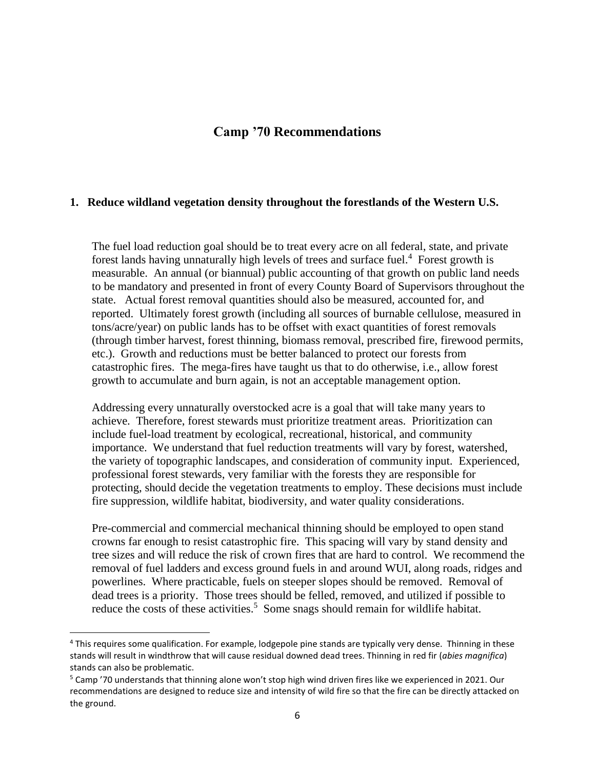# Camp '70 Recommendations

## 1. Reduce wildland vegetation density throughout the forestlands of the Western U.S.

The fuel load reduction goal should be to treat every acre on all federal, state, and private forest lands having unnaturally high levels of trees and surface fuel.[4] Forest growth is measurable. An annual (or biannual) public accounting of that growth on public land needs to be mandatory and presented in front of every County Board of Supervisors throughout the state. Actual forest removal quantities should also be measured, accounted for, and reported. Ultimately forest growth (including all sources of burnable cellulose, measured in tons/acre/year) on public lands has to be offset with exact quantities of forest removals (through timber harvest, forest thinning, biomass removal, prescribed fire, firewood permits, etc.). Growth and reductions must be better balanced to protect our forests from catastrophic fires. The mega-fires have taught us that to do otherwise, i.e., allow forest growth to accumulate and burn again, is not an acceptable management option.

Addressing every unnaturally overstocked acre is a goal that will take many years to achieve. Therefore, forest stewards must prioritize treatment areas. Prioritization can include fuel-load treatment by ecological, recreational, historical, and community importance. We understand that fuel reduction treatments will vary by forest, watershed, the variety of topographic landscapes, and consideration of community input. Experienced, professional forest stewards, very familiar with the forests they are responsible for protecting, should decide the vegetation treatments to employ. These decisions must include fire suppression, wildlife habitat, biodiversity, and water quality considerations.

Pre-commercial and commercial mechanical thinning should be employed to open stand crowns far enough to resist catastrophic fire. This spacing will vary by stand density and tree sizes and will reduce the risk of crown fires that are hard to control. We recommend the removal of fuel ladders and excess ground fuels in and around WUI, along roads, ridges and powerlines. Where practicable, fuels on steeper slopes should be removed. Removal of dead trees is a priority. Those trees should be felled, removed, and utilized if possible to reduce the costs of these activities.[5] Some snags should remain for wildlife habitat.

---

[4] This requires some qualification. For example, lodgepole pine stands are typically very dense. Thinning in these stands will result in windthrow that will cause residual downed dead trees. Thinning in red fir (*abies magnifica*) stands can also be problematic.

[5] Camp '70 understands that thinning alone won't stop high wind driven fires like we experienced in 2021. Our recommendations are designed to reduce size and intensity of wild fire so that the fire can be directly attacked on the ground.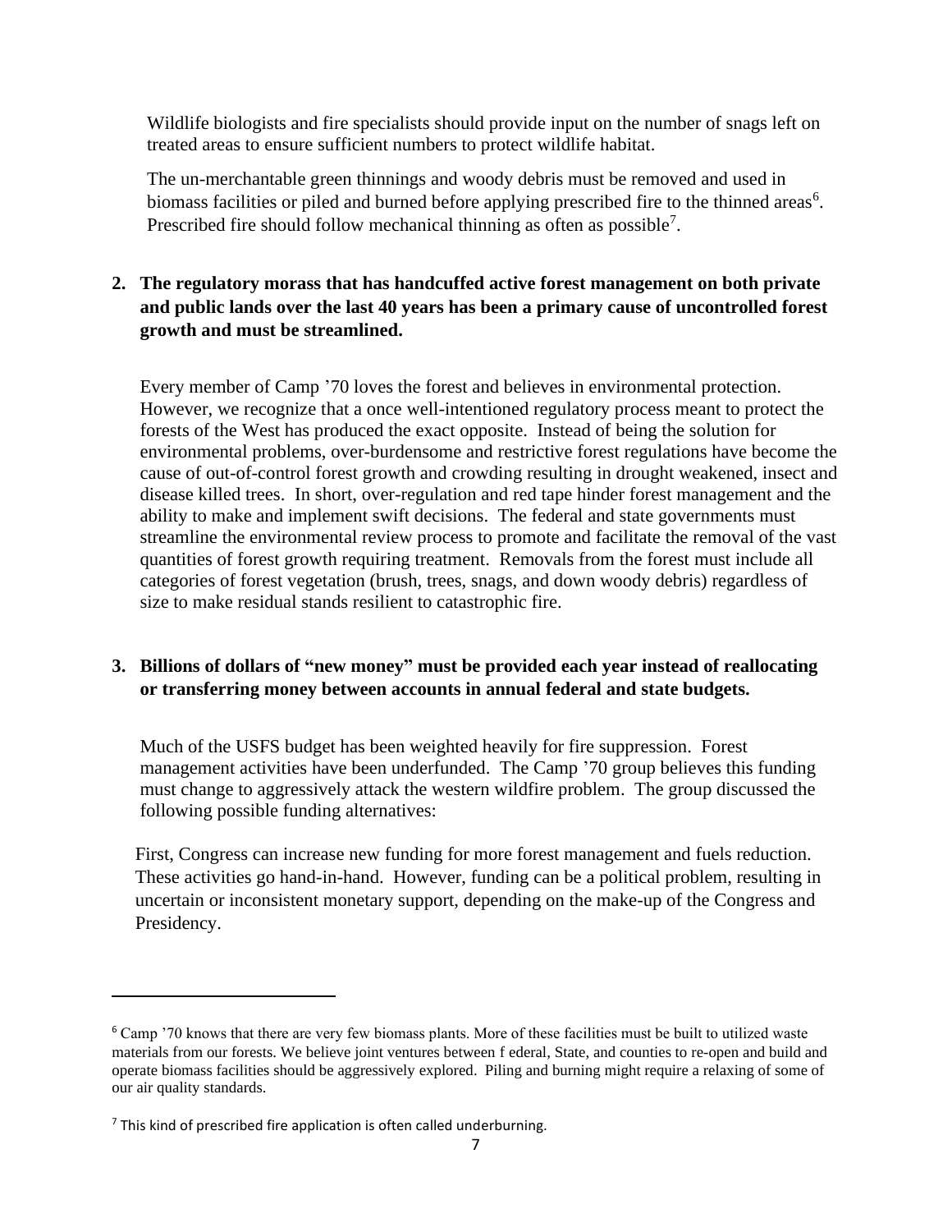Wildlife biologists and fire specialists should provide input on the number of snags left on treated areas to ensure sufficient numbers to protect wildlife habitat.

The un-merchantable green thinnings and woody debris must be removed and used in biomass facilities or piled and burned before applying prescribed fire to the thinned areas[6]. Prescribed fire should follow mechanical thinning as often as possible[7].

**2. The regulatory morass that has handcuffed active forest management on both private and public lands over the last 40 years has been a primary cause of uncontrolled forest growth and must be streamlined.**

Every member of Camp '70 loves the forest and believes in environmental protection. However, we recognize that a once well-intentioned regulatory process meant to protect the forests of the West has produced the exact opposite. Instead of being the solution for environmental problems, over-burdensome and restrictive forest regulations have become the cause of out-of-control forest growth and crowding resulting in drought weakened, insect and disease killed trees. In short, over-regulation and red tape hinder forest management and the ability to make and implement swift decisions. The federal and state governments must streamline the environmental review process to promote and facilitate the removal of the vast quantities of forest growth requiring treatment. Removals from the forest must include all categories of forest vegetation (brush, trees, snags, and down woody debris) regardless of size to make residual stands resilient to catastrophic fire.

**3. Billions of dollars of "new money" must be provided each year instead of reallocating or transferring money between accounts in annual federal and state budgets.**

Much of the USFS budget has been weighted heavily for fire suppression. Forest management activities have been underfunded. The Camp '70 group believes this funding must change to aggressively attack the western wildfire problem. The group discussed the following possible funding alternatives:

First, Congress can increase new funding for more forest management and fuels reduction. These activities go hand-in-hand. However, funding can be a political problem, resulting in uncertain or inconsistent monetary support, depending on the make-up of the Congress and Presidency.

---

[6] Camp '70 knows that there are very few biomass plants. More of these facilities must be built to utilized waste materials from our forests. We believe joint ventures between f ederal, State, and counties to re-open and build and operate biomass facilities should be aggressively explored. Piling and burning might require a relaxing of some of our air quality standards.

[7] This kind of prescribed fire application is often called underburning.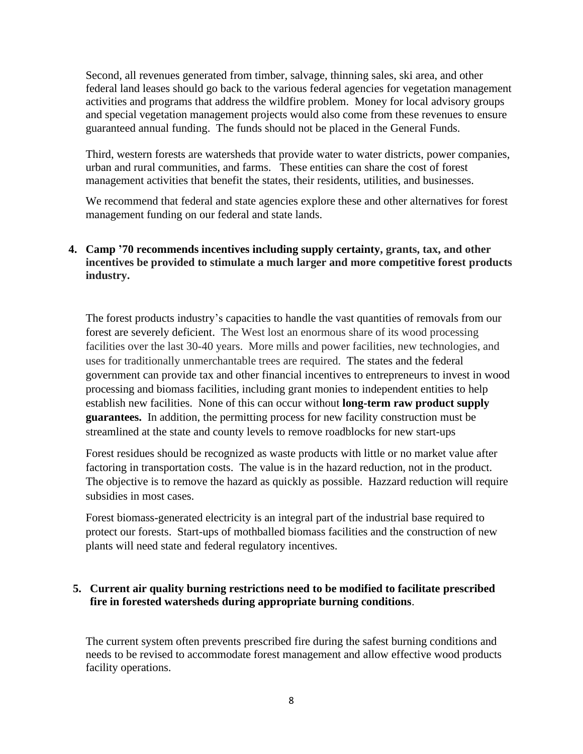Second, all revenues generated from timber, salvage, thinning sales, ski area, and other federal land leases should go back to the various federal agencies for vegetation management activities and programs that address the wildfire problem. Money for local advisory groups and special vegetation management projects would also come from these revenues to ensure guaranteed annual funding. The funds should not be placed in the General Funds.

Third, western forests are watersheds that provide water to water districts, power companies, urban and rural communities, and farms. These entities can share the cost of forest management activities that benefit the states, their residents, utilities, and businesses.

We recommend that federal and state agencies explore these and other alternatives for forest management funding on our federal and state lands.

**4. Camp '70 recommends incentives including supply certainty, grants, tax, and other incentives be provided to stimulate a much larger and more competitive forest products industry.**

The forest products industry's capacities to handle the vast quantities of removals from our forest are severely deficient. The West lost an enormous share of its wood processing facilities over the last 30-40 years. More mills and power facilities, new technologies, and uses for traditionally unmerchantable trees are required. The states and the federal government can provide tax and other financial incentives to entrepreneurs to invest in wood processing and biomass facilities, including grant monies to independent entities to help establish new facilities. None of this can occur without **long-term raw product supply guarantees.** In addition, the permitting process for new facility construction must be streamlined at the state and county levels to remove roadblocks for new start-ups

Forest residues should be recognized as waste products with little or no market value after factoring in transportation costs. The value is in the hazard reduction, not in the product. The objective is to remove the hazard as quickly as possible. Hazzard reduction will require subsidies in most cases.

Forest biomass-generated electricity is an integral part of the industrial base required to protect our forests. Start-ups of mothballed biomass facilities and the construction of new plants will need state and federal regulatory incentives.

**5. Current air quality burning restrictions need to be modified to facilitate prescribed fire in forested watersheds during appropriate burning conditions**.

The current system often prevents prescribed fire during the safest burning conditions and needs to be revised to accommodate forest management and allow effective wood products facility operations.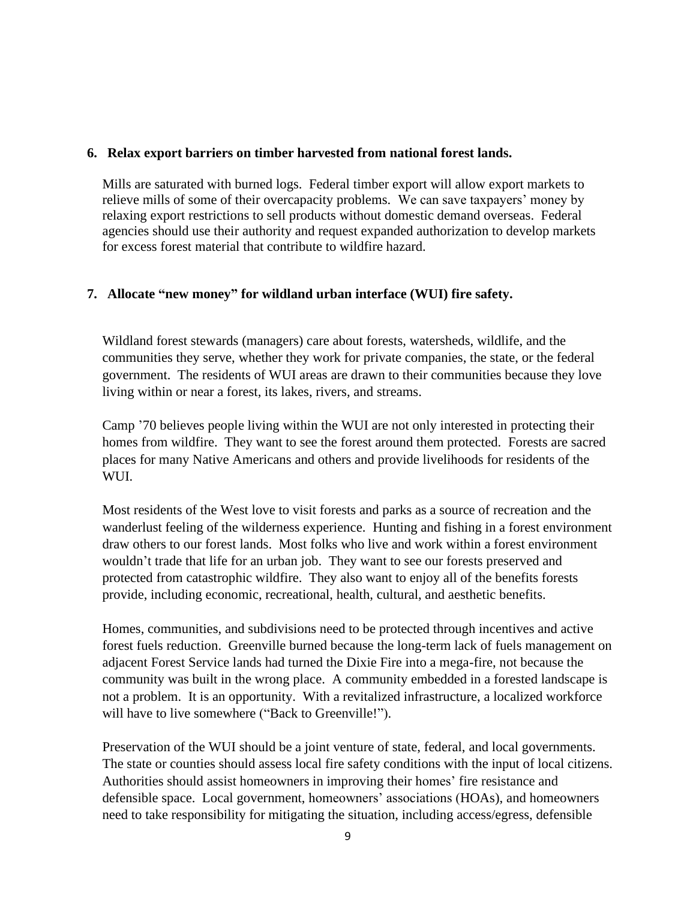6. **Relax export barriers on timber harvested from national forest lands.**

   Mills are saturated with burned logs. Federal timber export will allow export markets to relieve mills of some of their overcapacity problems. We can save taxpayers' money by relaxing export restrictions to sell products without domestic demand overseas. Federal agencies should use their authority and request expanded authorization to develop markets for excess forest material that contribute to wildfire hazard.

7. **Allocate "new money" for wildland urban interface (WUI) fire safety.**

   Wildland forest stewards (managers) care about forests, watersheds, wildlife, and the communities they serve, whether they work for private companies, the state, or the federal government. The residents of WUI areas are drawn to their communities because they love living within or near a forest, its lakes, rivers, and streams.

   Camp '70 believes people living within the WUI are not only interested in protecting their homes from wildfire. They want to see the forest around them protected. Forests are sacred places for many Native Americans and others and provide livelihoods for residents of the WUI.

   Most residents of the West love to visit forests and parks as a source of recreation and the wanderlust feeling of the wilderness experience. Hunting and fishing in a forest environment draw others to our forest lands. Most folks who live and work within a forest environment wouldn't trade that life for an urban job. They want to see our forests preserved and protected from catastrophic wildfire. They also want to enjoy all of the benefits forests provide, including economic, recreational, health, cultural, and aesthetic benefits.

   Homes, communities, and subdivisions need to be protected through incentives and active forest fuels reduction. Greenville burned because the long-term lack of fuels management on adjacent Forest Service lands had turned the Dixie Fire into a mega-fire, not because the community was built in the wrong place. A community embedded in a forested landscape is not a problem. It is an opportunity. With a revitalized infrastructure, a localized workforce will have to live somewhere ("Back to Greenville!").

   Preservation of the WUI should be a joint venture of state, federal, and local governments. The state or counties should assess local fire safety conditions with the input of local citizens. Authorities should assist homeowners in improving their homes' fire resistance and defensible space. Local government, homeowners' associations (HOAs), and homeowners need to take responsibility for mitigating the situation, including access/egress, defensible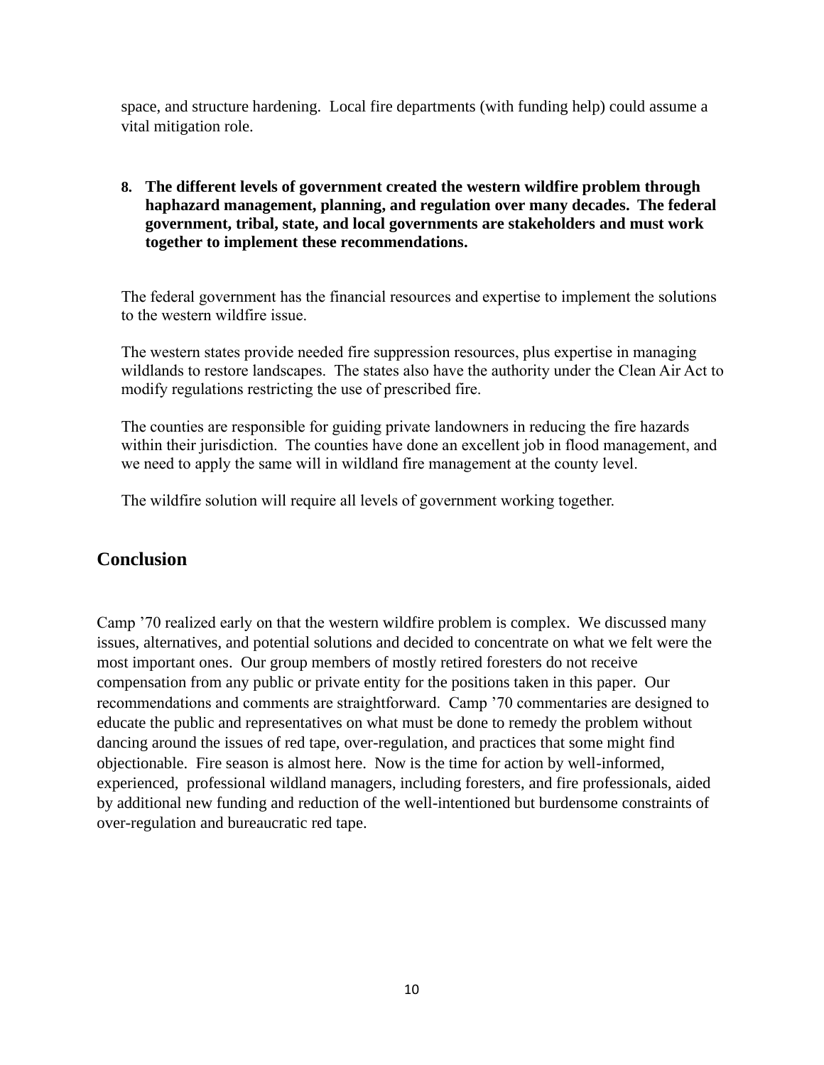space, and structure hardening. Local fire departments (with funding help) could assume a vital mitigation role.

8. **The different levels of government created the western wildfire problem through haphazard management, planning, and regulation over many decades. The federal government, tribal, state, and local governments are stakeholders and must work together to implement these recommendations.**

The federal government has the financial resources and expertise to implement the solutions to the western wildfire issue.

The western states provide needed fire suppression resources, plus expertise in managing wildlands to restore landscapes. The states also have the authority under the Clean Air Act to modify regulations restricting the use of prescribed fire.

The counties are responsible for guiding private landowners in reducing the fire hazards within their jurisdiction. The counties have done an excellent job in flood management, and we need to apply the same will in wildland fire management at the county level.

The wildfire solution will require all levels of government working together.

## Conclusion

Camp '70 realized early on that the western wildfire problem is complex. We discussed many issues, alternatives, and potential solutions and decided to concentrate on what we felt were the most important ones. Our group members of mostly retired foresters do not receive compensation from any public or private entity for the positions taken in this paper. Our recommendations and comments are straightforward. Camp '70 commentaries are designed to educate the public and representatives on what must be done to remedy the problem without dancing around the issues of red tape, over-regulation, and practices that some might find objectionable. Fire season is almost here. Now is the time for action by well-informed, experienced, professional wildland managers, including foresters, and fire professionals, aided by additional new funding and reduction of the well-intentioned but burdensome constraints of over-regulation and bureaucratic red tape.